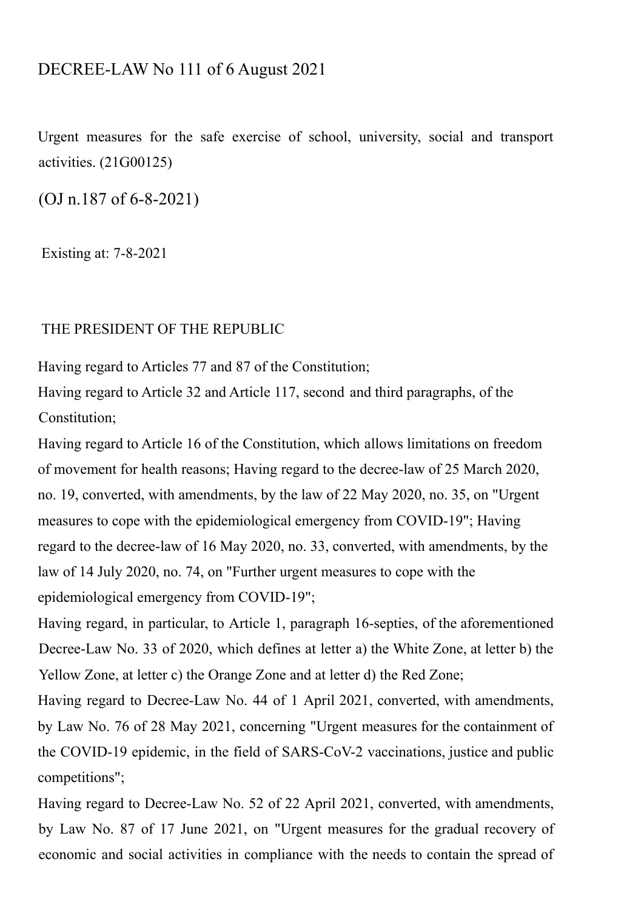# DECREE-LAW No 111 of 6 August 2021

Urgent measures for the safe exercise of school, university, social and transport activities. (21G00125)

(OJ n.187 of 6-8-2021)

Existing at: 7-8-2021

THE PRESIDENT OF THE REPUBLIC

Having regard to Articles 77 and 87 of the Constitution;

Having regard to Article 32 and Article 117, second and third paragraphs, of the Constitution;

Having regard to Article 16 of the Constitution, which allows limitations on freedom of movement for health reasons; Having regard to the decree-law of 25 March 2020, no. 19, converted, with amendments, by the law of 22 May 2020, no. 35, on "Urgent measures to cope with the epidemiological emergency from COVID-19"; Having regard to the decree-law of 16 May 2020, no. 33, converted, with amendments, by the law of 14 July 2020, no. 74, on "Further urgent measures to cope with the epidemiological emergency from COVID-19";

Having regard, in particular, to Article 1, paragraph 16-septies, of the aforementioned Decree-Law No. 33 of 2020, which defines at letter a) the White Zone, at letter b) the Yellow Zone, at letter c) the Orange Zone and at letter d) the Red Zone;

Having regard to Decree-Law No. 44 of 1 April 2021, converted, with amendments, by Law No. 76 of 28 May 2021, concerning "Urgent measures for the containment of the COVID-19 epidemic, in the field of SARS-CoV-2 vaccinations, justice and public competitions";

Having regard to Decree-Law No. 52 of 22 April 2021, converted, with amendments, by Law No. 87 of 17 June 2021, on "Urgent measures for the gradual recovery of economic and social activities in compliance with the needs to contain the spread of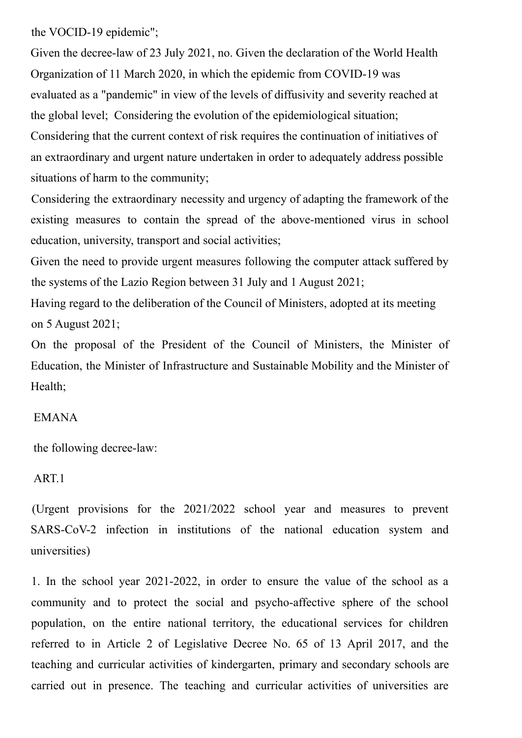the VOCID-19 epidemic";

Given the decree-law of 23 July 2021, no. Given the declaration of the World Health Organization of 11 March 2020, in which the epidemic from COVID-19 was evaluated as a "pandemic" in view of the levels of diffusivity and severity reached at the global level; Considering the evolution of the epidemiological situation; Considering that the current context of risk requires the continuation of initiatives of an extraordinary and urgent nature undertaken in order to adequately address possible situations of harm to the community;

Considering the extraordinary necessity and urgency of adapting the framework of the existing measures to contain the spread of the above-mentioned virus in school education, university, transport and social activities;

Given the need to provide urgent measures following the computer attack suffered by the systems of the Lazio Region between 31 July and 1 August 2021;

Having regard to the deliberation of the Council of Ministers, adopted at its meeting on 5 August 2021;

On the proposal of the President of the Council of Ministers, the Minister of Education, the Minister of Infrastructure and Sustainable Mobility and the Minister of Health;

EMANA

the following decree-law:

ART.1

(Urgent provisions for the 2021/2022 school year and measures to prevent SARS-CoV-2 infection in institutions of the national education system and universities)

1. In the school year 2021-2022, in order to ensure the value of the school as a community and to protect the social and psycho-affective sphere of the school population, on the entire national territory, the educational services for children referred to in Article 2 of Legislative Decree No. 65 of 13 April 2017, and the teaching and curricular activities of kindergarten, primary and secondary schools are carried out in presence. The teaching and curricular activities of universities are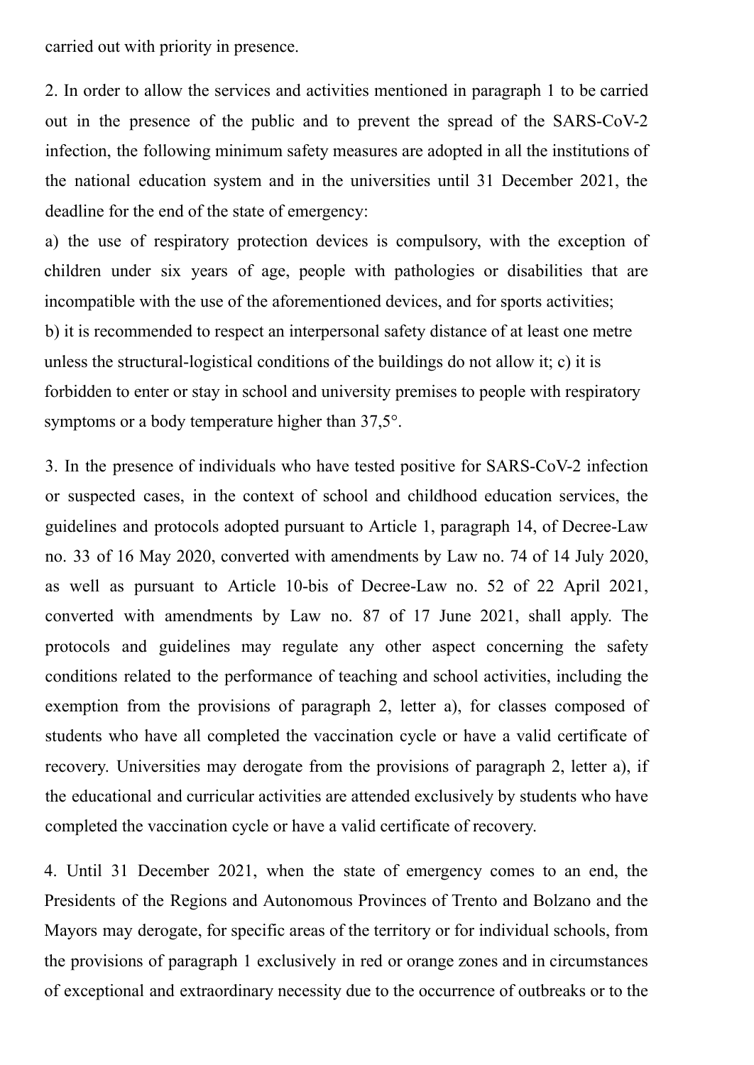carried out with priority in presence.

2. In order to allow the services and activities mentioned in paragraph 1 to be carried out in the presence of the public and to prevent the spread of the SARS-CoV-2 infection, the following minimum safety measures are adopted in all the institutions of the national education system and in the universities until 31 December 2021, the deadline for the end of the state of emergency:

a) the use of respiratory protection devices is compulsory, with the exception of children under six years of age, people with pathologies or disabilities that are incompatible with the use of the aforementioned devices, and for sports activities;

b) it is recommended to respect an interpersonal safety distance of at least one metre unless the structural-logistical conditions of the buildings do not allow it; c) it is forbidden to enter or stay in school and university premises to people with respiratory symptoms or a body temperature higher than 37,5°.

3. In the presence of individuals who have tested positive for SARS-CoV-2 infection or suspected cases, in the context of school and childhood education services, the guidelines and protocols adopted pursuant to Article 1, paragraph 14, of Decree-Law no. 33 of 16 May 2020, converted with amendments by Law no. 74 of 14 July 2020, as well as pursuant to Article 10-bis of Decree-Law no. 52 of 22 April 2021, converted with amendments by Law no. 87 of 17 June 2021, shall apply. The protocols and guidelines may regulate any other aspect concerning the safety conditions related to the performance of teaching and school activities, including the exemption from the provisions of paragraph 2, letter a), for classes composed of students who have all completed the vaccination cycle or have a valid certificate of recovery. Universities may derogate from the provisions of paragraph 2, letter a), if the educational and curricular activities are attended exclusively by students who have completed the vaccination cycle or have a valid certificate of recovery.

4. Until 31 December 2021, when the state of emergency comes to an end, the Presidents of the Regions and Autonomous Provinces of Trento and Bolzano and the Mayors may derogate, for specific areas of the territory or for individual schools, from the provisions of paragraph 1 exclusively in red or orange zones and in circumstances of exceptional and extraordinary necessity due to the occurrence of outbreaks or to the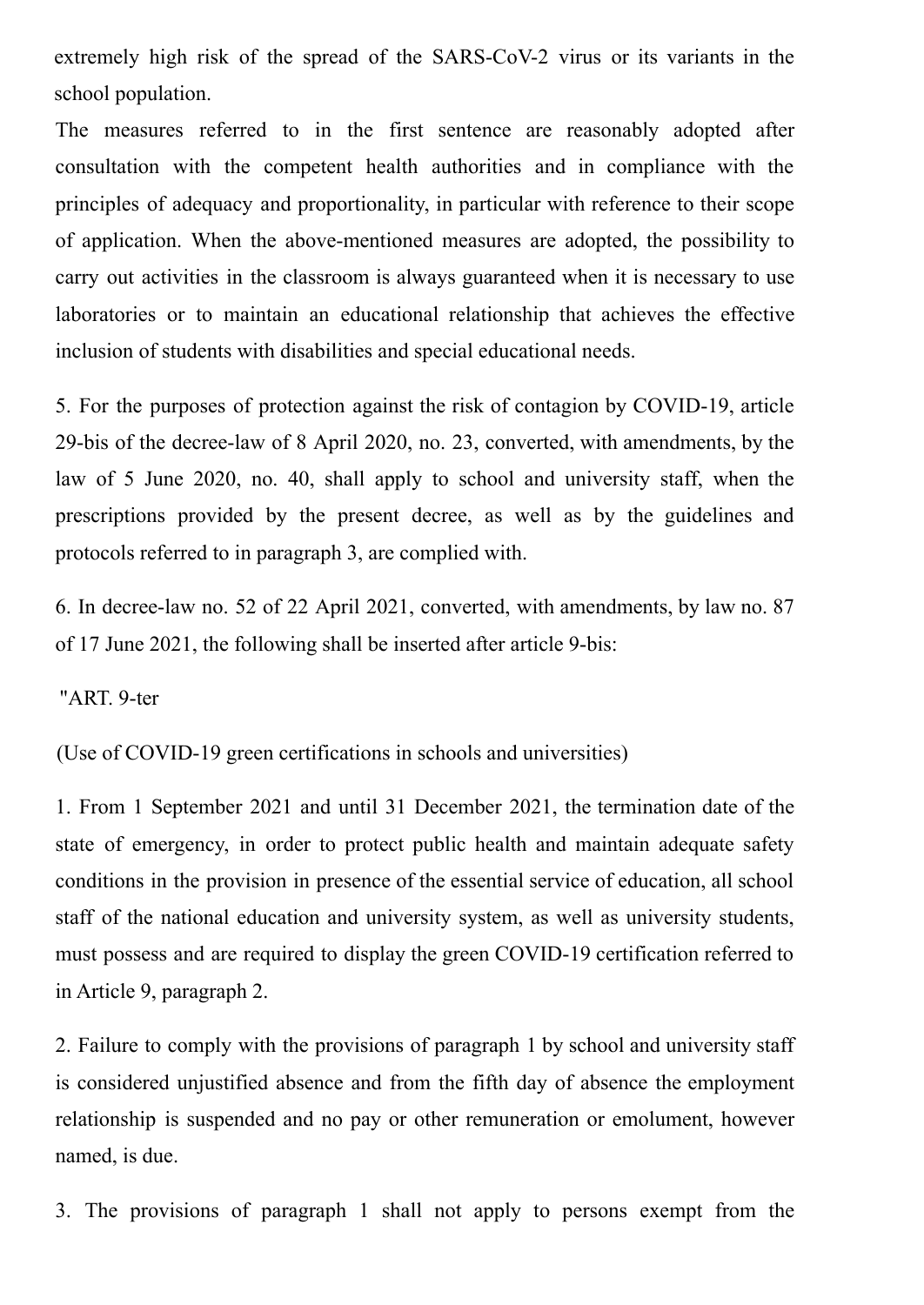extremely high risk of the spread of the SARS-CoV-2 virus or its variants in the school population.

The measures referred to in the first sentence are reasonably adopted after consultation with the competent health authorities and in compliance with the principles of adequacy and proportionality, in particular with reference to their scope of application. When the above-mentioned measures are adopted, the possibility to carry out activities in the classroom is always guaranteed when it is necessary to use laboratories or to maintain an educational relationship that achieves the effective inclusion of students with disabilities and special educational needs.

5. For the purposes of protection against the risk of contagion by COVID-19, article 29-bis of the decree-law of 8 April 2020, no. 23, converted, with amendments, by the law of 5 June 2020, no. 40, shall apply to school and university staff, when the prescriptions provided by the present decree, as well as by the guidelines and protocols referred to in paragraph 3, are complied with.

6. In decree-law no. 52 of 22 April 2021, converted, with amendments, by law no. 87 of 17 June 2021, the following shall be inserted after article 9-bis:

"ART. 9-ter

(Use of COVID-19 green certifications in schools and universities)

1. From 1 September 2021 and until 31 December 2021, the termination date of the state of emergency, in order to protect public health and maintain adequate safety conditions in the provision in presence of the essential service of education, all school staff of the national education and university system, as well as university students, must possess and are required to display the green COVID-19 certification referred to in Article 9, paragraph 2.

2. Failure to comply with the provisions of paragraph 1 by school and university staff is considered unjustified absence and from the fifth day of absence the employment relationship is suspended and no pay or other remuneration or emolument, however named, is due.

3. The provisions of paragraph 1 shall not apply to persons exempt from the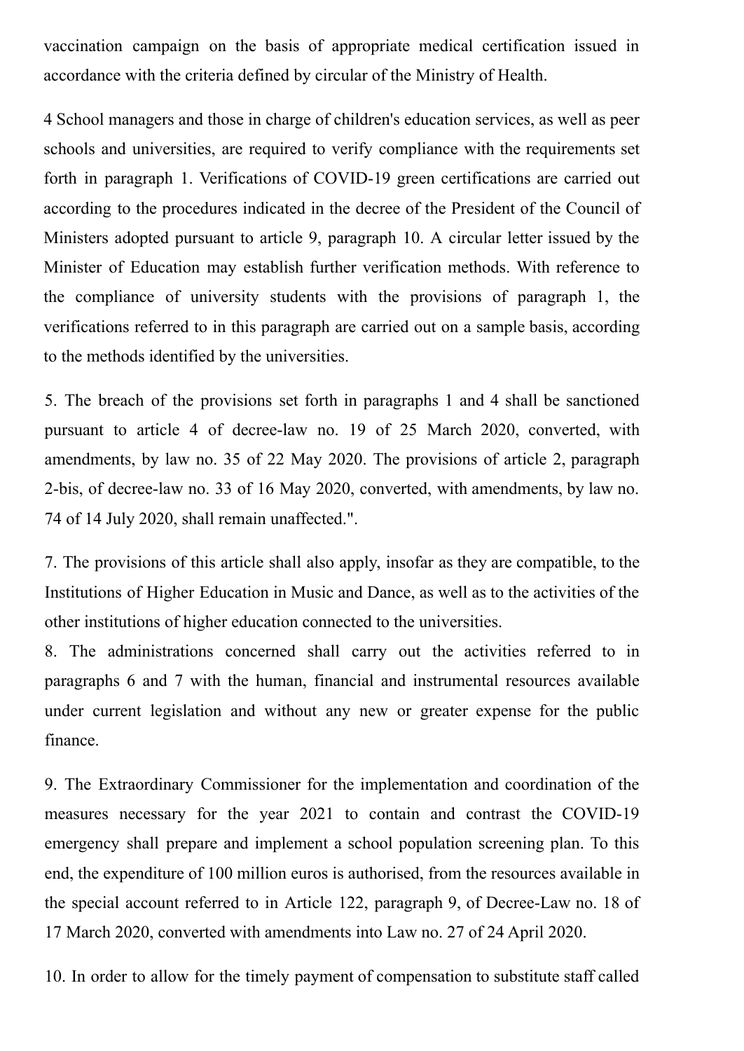vaccination campaign on the basis of appropriate medical certification issued in accordance with the criteria defined by circular of the Ministry of Health.

4 School managers and those in charge of children's education services, as well as peer schools and universities, are required to verify compliance with the requirements set forth in paragraph 1. Verifications of COVID-19 green certifications are carried out according to the procedures indicated in the decree of the President of the Council of Ministers adopted pursuant to article 9, paragraph 10. A circular letter issued by the Minister of Education may establish further verification methods. With reference to the compliance of university students with the provisions of paragraph 1, the verifications referred to in this paragraph are carried out on a sample basis, according to the methods identified by the universities.

5. The breach of the provisions set forth in paragraphs 1 and 4 shall be sanctioned pursuant to article 4 of decree-law no. 19 of 25 March 2020, converted, with amendments, by law no. 35 of 22 May 2020. The provisions of article 2, paragraph 2-bis, of decree-law no. 33 of 16 May 2020, converted, with amendments, by law no. 74 of 14 July 2020, shall remain unaffected.".

7. The provisions of this article shall also apply, insofar as they are compatible, to the Institutions of Higher Education in Music and Dance, as well as to the activities of the other institutions of higher education connected to the universities.

8. The administrations concerned shall carry out the activities referred to in paragraphs 6 and 7 with the human, financial and instrumental resources available under current legislation and without any new or greater expense for the public finance.

9. The Extraordinary Commissioner for the implementation and coordination of the measures necessary for the year 2021 to contain and contrast the COVID-19 emergency shall prepare and implement a school population screening plan. To this end, the expenditure of 100 million euros is authorised, from the resources available in the special account referred to in Article 122, paragraph 9, of Decree-Law no. 18 of 17 March 2020, converted with amendments into Law no. 27 of 24 April 2020.

10. In order to allow for the timely payment of compensation to substitute staff called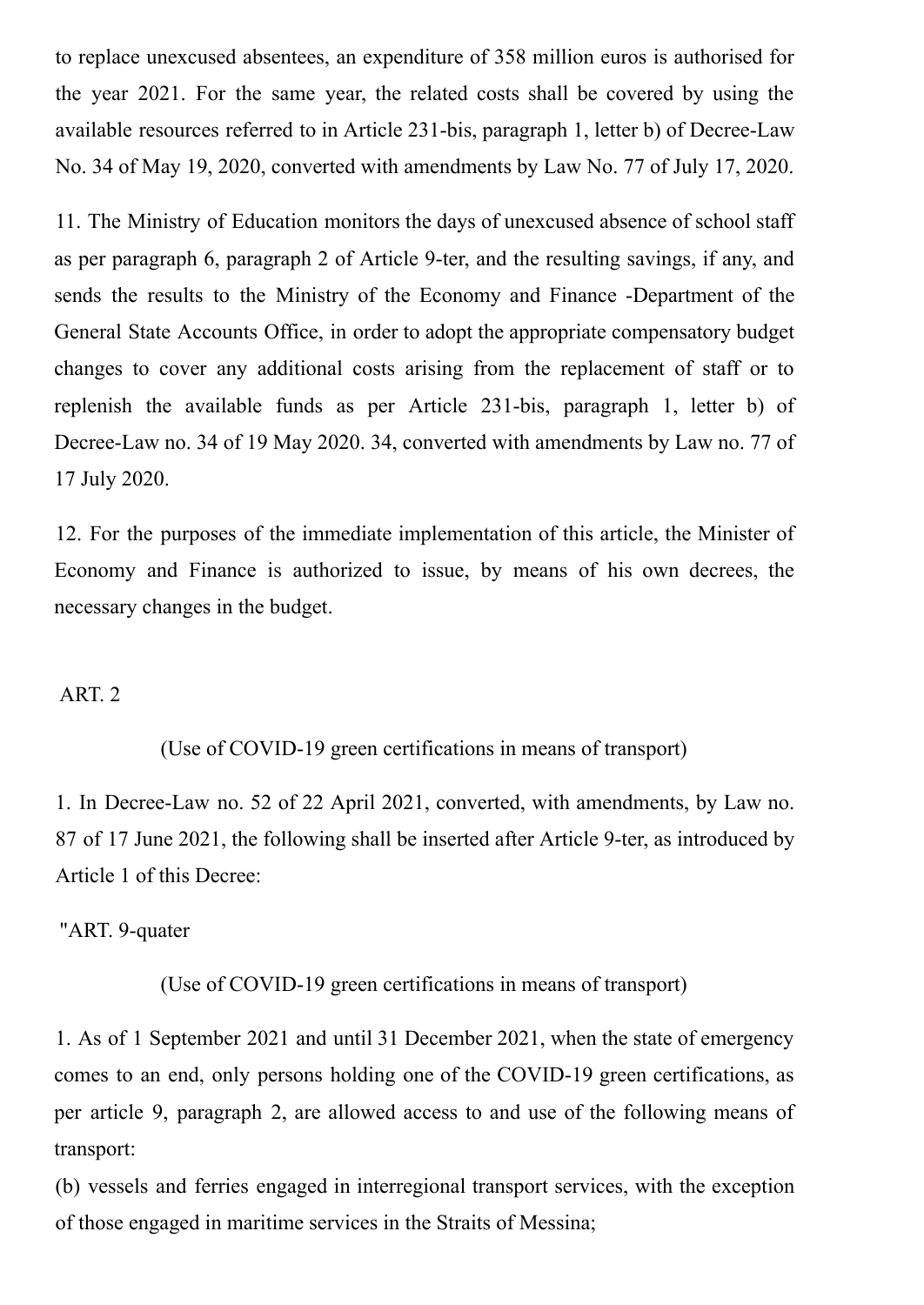to replace unexcused absentees, an expenditure of 358 million euros is authorised for the year 2021. For the same year, the related costs shall be covered by using the available resources referred to in Article 231-bis, paragraph 1, letter b) of Decree-Law No. 34 of May 19, 2020, converted with amendments by Law No. 77 of July 17, 2020.

11. The Ministry of Education monitors the days of unexcused absence of school staff as per paragraph 6, paragraph 2 of Article 9-ter, and the resulting savings, if any, and sends the results to the Ministry of the Economy and Finance -Department of the General State Accounts Office, in order to adopt the appropriate compensatory budget changes to cover any additional costs arising from the replacement of staff or to replenish the available funds as per Article 231-bis, paragraph 1, letter b) of Decree-Law no. 34 of 19 May 2020. 34, converted with amendments by Law no. 77 of 17 July 2020.

12. For the purposes of the immediate implementation of this article, the Minister of Economy and Finance is authorized to issue, by means of his own decrees, the necessary changes in the budget.

ART. 2

(Use of COVID-19 green certifications in means of transport)

1. In Decree-Law no. 52 of 22 April 2021, converted, with amendments, by Law no. 87 of 17 June 2021, the following shall be inserted after Article 9-ter, as introduced by Article 1 of this Decree:

"ART. 9-quater

(Use of COVID-19 green certifications in means of transport)

1. As of 1 September 2021 and until 31 December 2021, when the state of emergency comes to an end, only persons holding one of the COVID-19 green certifications, as per article 9, paragraph 2, are allowed access to and use of the following means of transport:

(b) vessels and ferries engaged in interregional transport services, with the exception of those engaged in maritime services in the Straits of Messina;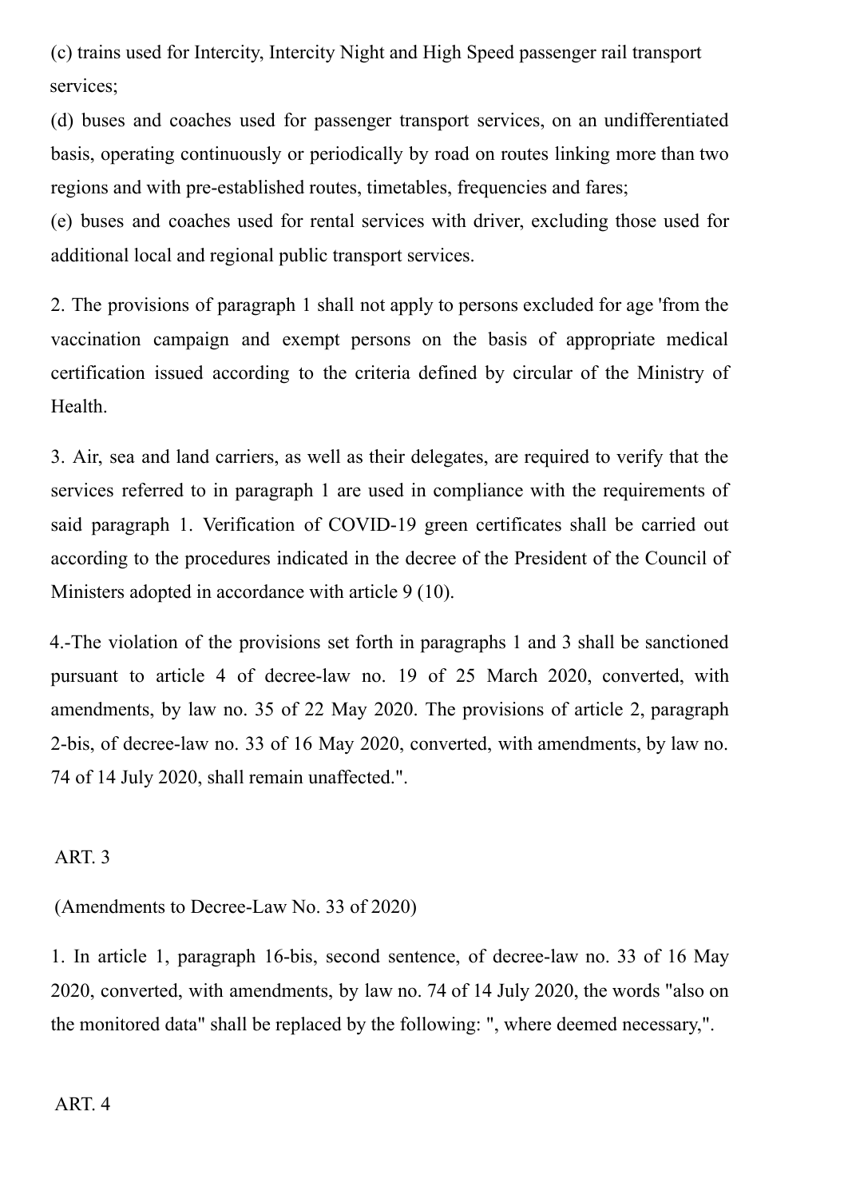(c) trains used for Intercity, Intercity Night and High Speed passenger rail transport services;

(d) buses and coaches used for passenger transport services, on an undifferentiated basis, operating continuously or periodically by road on routes linking more than two regions and with pre-established routes, timetables, frequencies and fares;

(e) buses and coaches used for rental services with driver, excluding those used for additional local and regional public transport services.

2. The provisions of paragraph 1 shall not apply to persons excluded for age 'from the vaccination campaign and exempt persons on the basis of appropriate medical certification issued according to the criteria defined by circular of the Ministry of Health.

3. Air, sea and land carriers, as well as their delegates, are required to verify that the services referred to in paragraph 1 are used in compliance with the requirements of said paragraph 1. Verification of COVID-19 green certificates shall be carried out according to the procedures indicated in the decree of the President of the Council of Ministers adopted in accordance with article 9 (10).

4.-The violation of the provisions set forth in paragraphs 1 and 3 shall be sanctioned pursuant to article 4 of decree-law no. 19 of 25 March 2020, converted, with amendments, by law no. 35 of 22 May 2020. The provisions of article 2, paragraph 2-bis, of decree-law no. 33 of 16 May 2020, converted, with amendments, by law no. 74 of 14 July 2020, shall remain unaffected.".

ART. 3

(Amendments to Decree-Law No. 33 of 2020)

1. In article 1, paragraph 16-bis, second sentence, of decree-law no. 33 of 16 May 2020, converted, with amendments, by law no. 74 of 14 July 2020, the words "also on the monitored data" shall be replaced by the following: ", where deemed necessary,".

ART. 4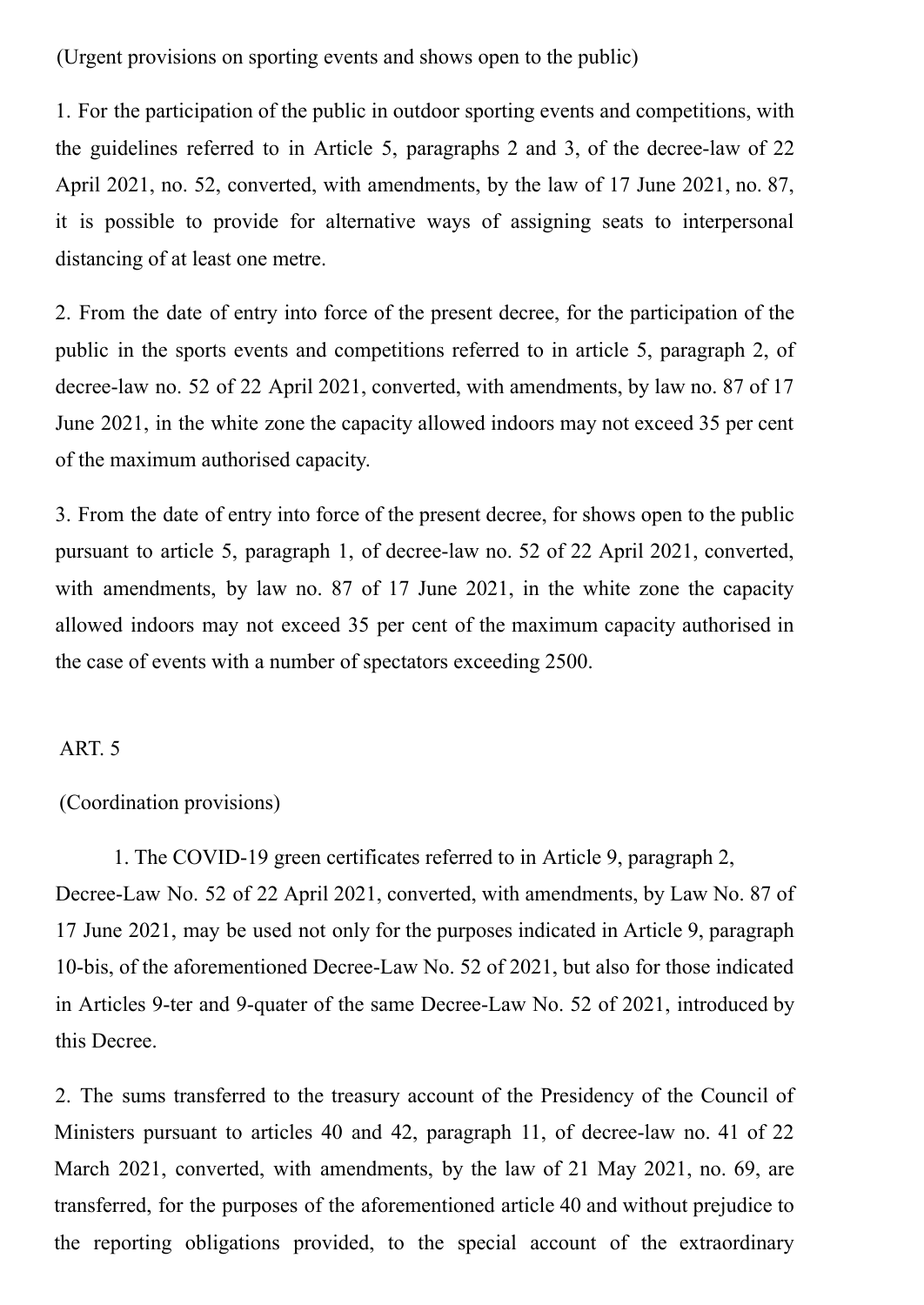(Urgent provisions on sporting events and shows open to the public)

1. For the participation of the public in outdoor sporting events and competitions, with the guidelines referred to in Article 5, paragraphs 2 and 3, of the decree-law of 22 April 2021, no. 52, converted, with amendments, by the law of 17 June 2021, no. 87, it is possible to provide for alternative ways of assigning seats to interpersonal distancing of at least one metre.

2. From the date of entry into force of the present decree, for the participation of the public in the sports events and competitions referred to in article 5, paragraph 2, of decree-law no. 52 of 22 April 2021, converted, with amendments, by law no. 87 of 17 June 2021, in the white zone the capacity allowed indoors may not exceed 35 per cent of the maximum authorised capacity.

3. From the date of entry into force of the present decree, for shows open to the public pursuant to article 5, paragraph 1, of decree-law no. 52 of 22 April 2021, converted, with amendments, by law no. 87 of 17 June 2021, in the white zone the capacity allowed indoors may not exceed 35 per cent of the maximum capacity authorised in the case of events with a number of spectators exceeding 2500.

ART. 5

(Coordination provisions)

1. The COVID-19 green certificates referred to in Article 9, paragraph 2, Decree-Law No. 52 of 22 April 2021, converted, with amendments, by Law No. 87 of 17 June 2021, may be used not only for the purposes indicated in Article 9, paragraph 10-bis, of the aforementioned Decree-Law No. 52 of 2021, but also for those indicated in Articles 9-ter and 9-quater of the same Decree-Law No. 52 of 2021, introduced by this Decree.

2. The sums transferred to the treasury account of the Presidency of the Council of Ministers pursuant to articles 40 and 42, paragraph 11, of decree-law no. 41 of 22 March 2021, converted, with amendments, by the law of 21 May 2021, no. 69, are transferred, for the purposes of the aforementioned article 40 and without prejudice to the reporting obligations provided, to the special account of the extraordinary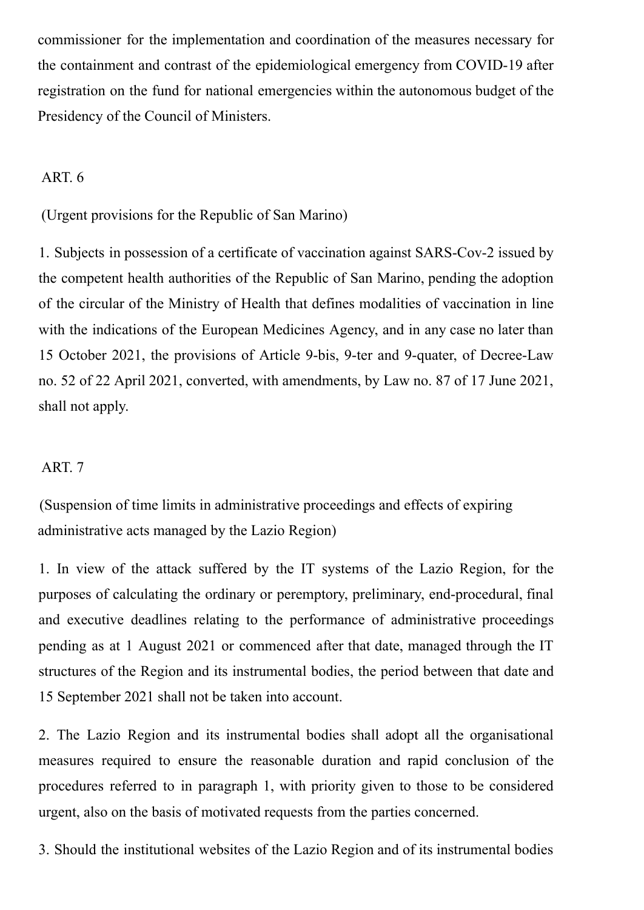commissioner for the implementation and coordination of the measures necessary for the containment and contrast of the epidemiological emergency from COVID-19 after registration on the fund for national emergencies within the autonomous budget of the Presidency of the Council of Ministers.

ART. 6

(Urgent provisions for the Republic of San Marino)

1. Subjects in possession of a certificate of vaccination against SARS-Cov-2 issued by the competent health authorities of the Republic of San Marino, pending the adoption of the circular of the Ministry of Health that defines modalities of vaccination in line with the indications of the European Medicines Agency, and in any case no later than 15 October 2021, the provisions of Article 9-bis, 9-ter and 9-quater, of Decree-Law no. 52 of 22 April 2021, converted, with amendments, by Law no. 87 of 17 June 2021, shall not apply.

ART. 7

(Suspension of time limits in administrative proceedings and effects of expiring administrative acts managed by the Lazio Region)

1. In view of the attack suffered by the IT systems of the Lazio Region, for the purposes of calculating the ordinary or peremptory, preliminary, end-procedural, final and executive deadlines relating to the performance of administrative proceedings pending as at 1 August 2021 or commenced after that date, managed through the IT structures of the Region and its instrumental bodies, the period between that date and 15 September 2021 shall not be taken into account.

2. The Lazio Region and its instrumental bodies shall adopt all the organisational measures required to ensure the reasonable duration and rapid conclusion of the procedures referred to in paragraph 1, with priority given to those to be considered urgent, also on the basis of motivated requests from the parties concerned.

3. Should the institutional websites of the Lazio Region and of its instrumental bodies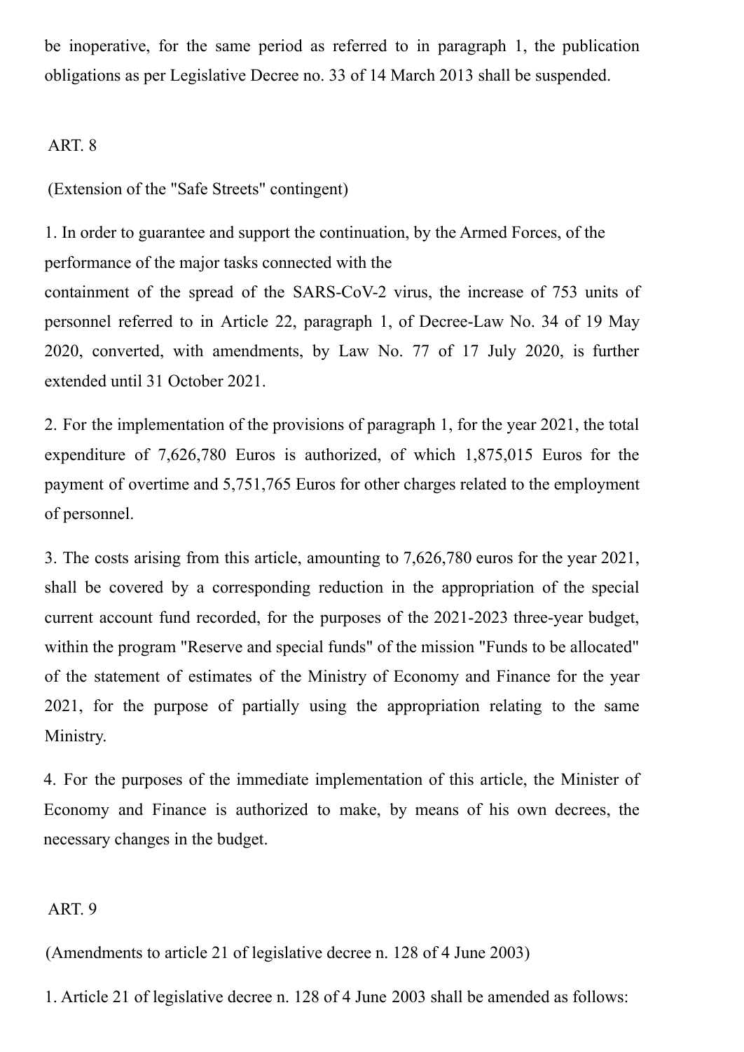be inoperative, for the same period as referred to in paragraph 1, the publication obligations as per Legislative Decree no. 33 of 14 March 2013 shall be suspended.

ART. 8

(Extension of the "Safe Streets" contingent)

1. In order to guarantee and support the continuation, by the Armed Forces, of the performance of the major tasks connected with the containment of the spread of the SARS-CoV-2 virus, the increase of 753 units of personnel referred to in Article 22, paragraph 1, of Decree-Law No. 34 of 19 May 2020, converted, with amendments, by Law No. 77 of 17 July 2020, is further extended until 31 October 2021.

2. For the implementation of the provisions of paragraph 1, for the year 2021, the total expenditure of 7,626,780 Euros is authorized, of which 1,875,015 Euros for the payment of overtime and 5,751,765 Euros for other charges related to the employment of personnel.

3. The costs arising from this article, amounting to 7,626,780 euros for the year 2021, shall be covered by a corresponding reduction in the appropriation of the special current account fund recorded, for the purposes of the 2021-2023 three-year budget, within the program "Reserve and special funds" of the mission "Funds to be allocated" of the statement of estimates of the Ministry of Economy and Finance for the year 2021, for the purpose of partially using the appropriation relating to the same Ministry.

4. For the purposes of the immediate implementation of this article, the Minister of Economy and Finance is authorized to make, by means of his own decrees, the necessary changes in the budget.

ART. 9

(Amendments to article 21 of legislative decree n. 128 of 4 June 2003)

1. Article 21 of legislative decree n. 128 of 4 June 2003 shall be amended as follows: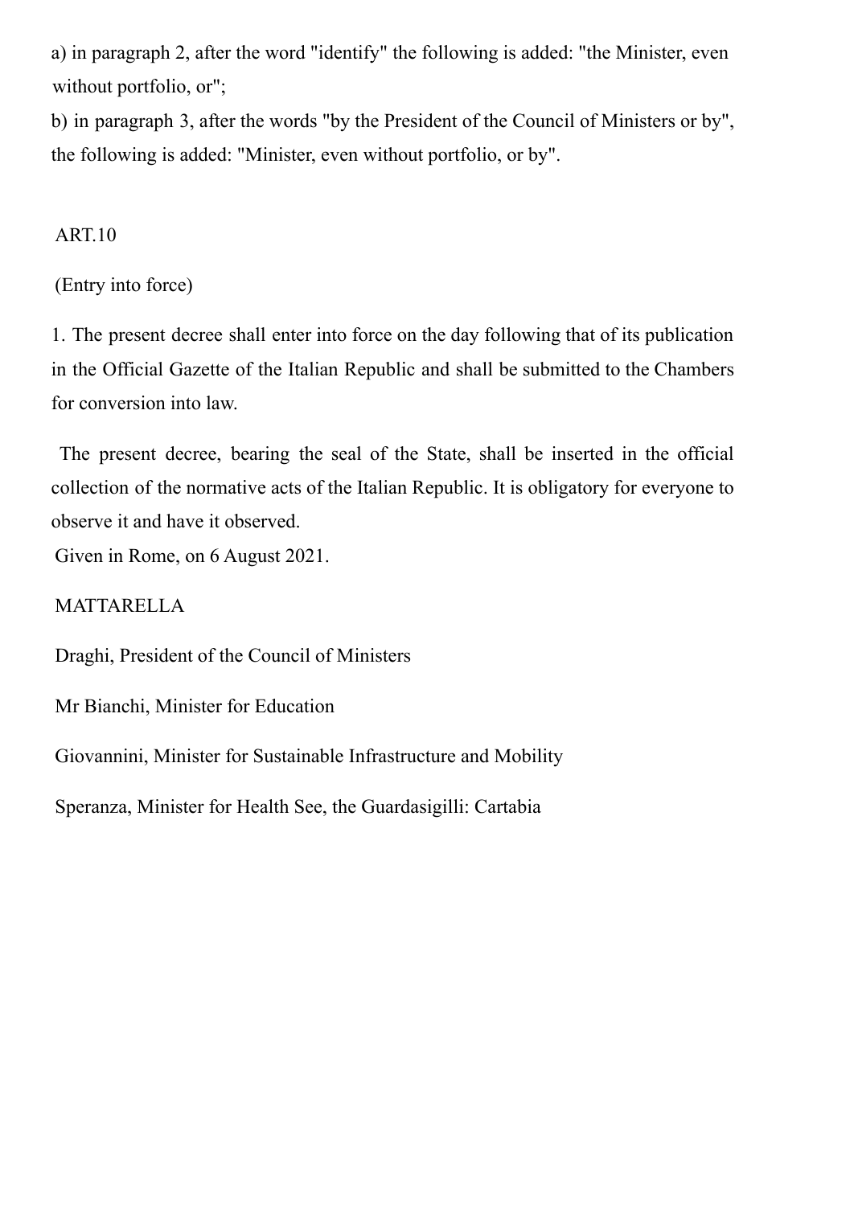a) in paragraph 2, after the word "identify" the following is added: "the Minister, even without portfolio, or";

b) in paragraph 3, after the words "by the President of the Council of Ministers or by", the following is added: "Minister, even without portfolio, or by".

ART.10

(Entry into force)

1. The present decree shall enter into force on the day following that of its publication in the Official Gazette of the Italian Republic and shall be submitted to the Chambers for conversion into law.

The present decree, bearing the seal of the State, shall be inserted in the official collection of the normative acts of the Italian Republic. It is obligatory for everyone to observe it and have it observed.

Given in Rome, on 6 August 2021.

MATTARELLA

Draghi, President of the Council of Ministers

Mr Bianchi, Minister for Education

Giovannini, Minister for Sustainable Infrastructure and Mobility

Speranza, Minister for Health See, the Guardasigilli: Cartabia